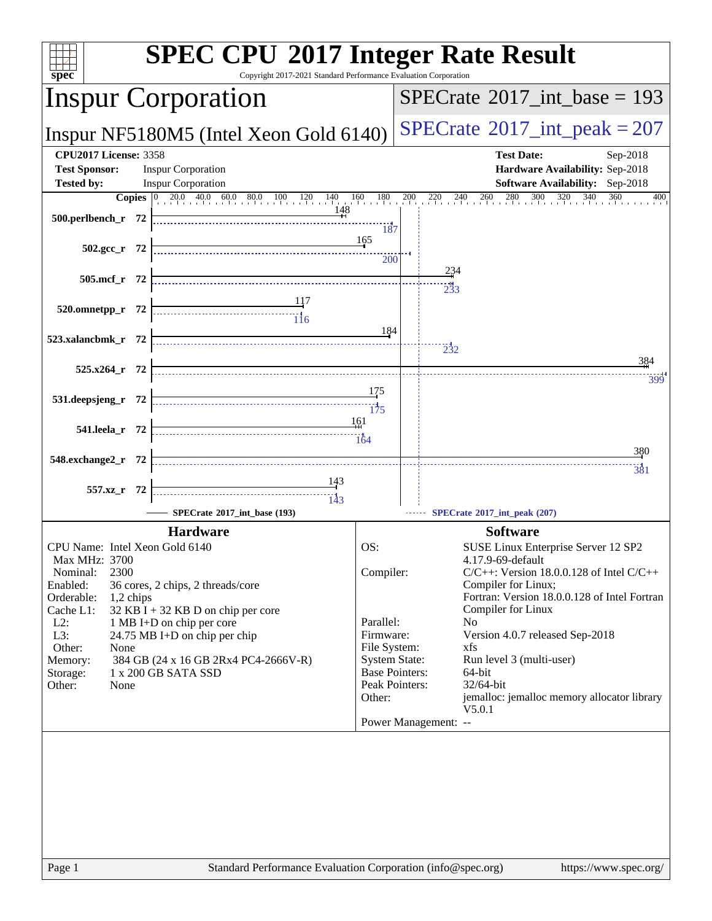# SPEC CPU 2017 Integer Rate Result

Copyright 2017-2021 Standard Performance Evaluation Corporation

## Inspur Corporation

**Inspur NF5180M5 (Intel Xeon Gold 6140)**

**SPECrate 2017_int_base = 193**

**SPECrate 2017_int_peak = 207**

| | | | |
|---|---|---|---|
| **CPU2017 License:** | 3358 | **Test Date:** | Sep-2018 |
| **Test Sponsor:** | Inspur Corporation | **Hardware Availability:** | Sep-2018 |
| **Tested by:** | Inspur Corporation | **Software Availability:** | Sep-2018 |

| Benchmark | Copies | SPECrate 2017_int_base (193) | SPECrate 2017_int_peak (207) |
|---|---|---|---|
| 500.perlbench_r | 72 | 148 | 187 |
| 502.gcc_r | 72 | 165 | 200 |
| 505.mcf_r | 72 | 234 | 233 |
| 520.omnetpp_r | 72 | 117 | 116 |
| 523.xalancbmk_r | 72 | 184 | 232 |
| 525.x264_r | 72 | 384 | 399 |
| 531.deepsjeng_r | 72 | 175 | 175 |
| 541.leela_r | 72 | 161 | 164 |
| 548.exchange2_r | 72 | 380 | 381 |
| 557.xz_r | 72 | 143 | 143 |

### Hardware

| | |
|---|---|
| CPU Name: | Intel Xeon Gold 6140 |
| Max MHz: | 3700 |
| Nominal: | 2300 |
| Enabled: | 36 cores, 2 chips, 2 threads/core |
| Orderable: | 1,2 chips |
| Cache L1: | 32 KB I + 32 KB D on chip per core |
| L2: | 1 MB I+D on chip per core |
| L3: | 24.75 MB I+D on chip per chip |
| Other: | None |
| Memory: | 384 GB (24 x 16 GB 2Rx4 PC4-2666V-R) |
| Storage: | 1 x 200 GB SATA SSD |
| Other: | None |

### Software

| | |
|---|---|
| OS: | SUSE Linux Enterprise Server 12 SP2 4.17.9-69-default |
| Compiler: | C/C++: Version 18.0.0.128 of Intel C/C++ Compiler for Linux; Fortran: Version 18.0.0.128 of Intel Fortran Compiler for Linux |
| Parallel: | No |
| Firmware: | Version 4.0.7 released Sep-2018 |
| File System: | xfs |
| System State: | Run level 3 (multi-user) |
| Base Pointers: | 64-bit |
| Peak Pointers: | 32/64-bit |
| Other: | jemalloc: jemalloc memory allocator library V5.0.1 |
| Power Management: | -- |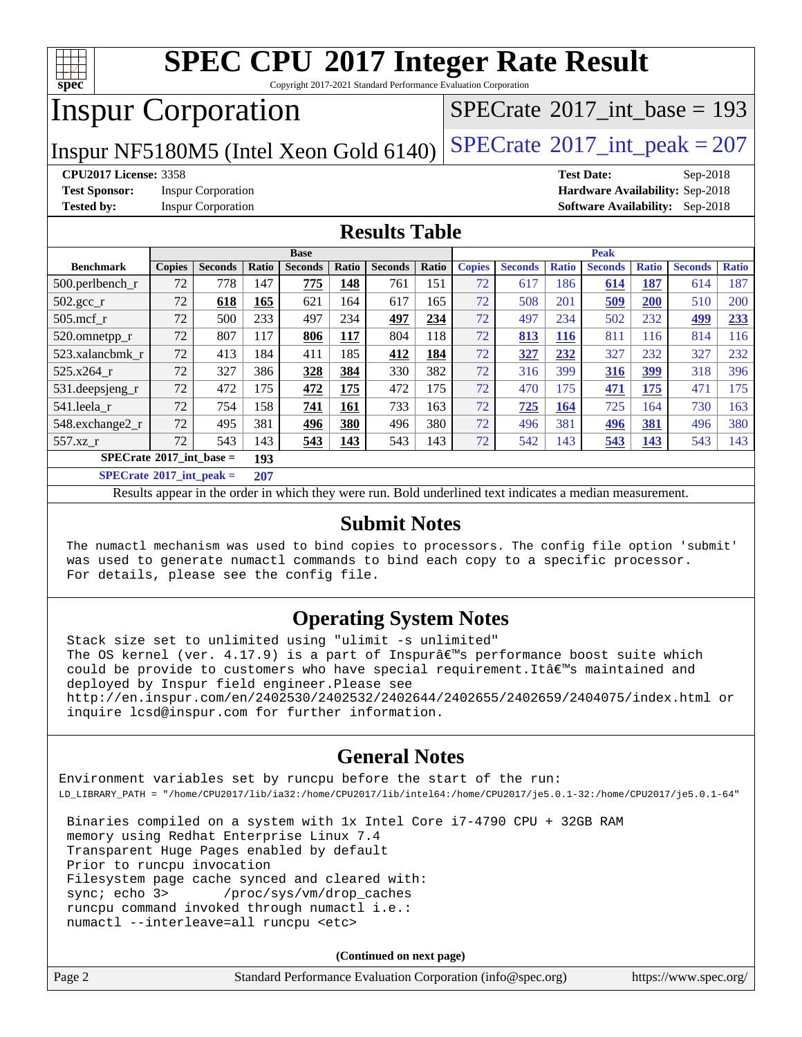# SPEC CPU 2017 Integer Rate Result

Copyright 2017-2021 Standard Performance Evaluation Corporation

# Inspur Corporation

Inspur NF5180M5 (Intel Xeon Gold 6140)

SPECrate 2017_int_base = 193

SPECrate 2017_int_peak = 207

**CPU2017 License:** 3358
**Test Sponsor:** Inspur Corporation
**Tested by:** Inspur Corporation

**Test Date:** Sep-2018
**Hardware Availability:** Sep-2018
**Software Availability:** Sep-2018

## Results Table

| | Base | | | | | | | Peak | | | | | | |
|---|---|---|---|---|---|---|---|---|---|---|---|---|---|---|
| **Benchmark** | **Copies** | **Seconds** | **Ratio** | **Seconds** | **Ratio** | **Seconds** | **Ratio** | **Copies** | **Seconds** | **Ratio** | **Seconds** | **Ratio** | **Seconds** | **Ratio** |
| 500.perlbench_r | 72 | 778 | 147 | **775** | **148** | 761 | 151 | 72 | 617 | 186 | **614** | **187** | 614 | 187 |
| 502.gcc_r | 72 | **618** | **165** | 621 | 164 | 617 | 165 | 72 | 508 | 201 | **509** | **200** | 510 | 200 |
| 505.mcf_r | 72 | 500 | 233 | 497 | 234 | **497** | **234** | 72 | 497 | 234 | 502 | 232 | **499** | **233** |
| 520.omnetpp_r | 72 | 807 | 117 | **806** | **117** | 804 | 118 | 72 | **813** | **116** | 811 | 116 | 814 | 116 |
| 523.xalancbmk_r | 72 | 413 | 184 | 411 | 185 | **412** | **184** | 72 | **327** | **232** | 327 | 232 | 327 | 232 |
| 525.x264_r | 72 | 327 | 386 | **328** | **384** | 330 | 382 | 72 | 316 | 399 | **316** | **399** | 318 | 396 |
| 531.deepsjeng_r | 72 | 472 | 175 | **472** | **175** | 472 | 175 | 72 | 470 | 175 | **471** | **175** | 471 | 175 |
| 541.leela_r | 72 | 754 | 158 | **741** | **161** | 733 | 163 | 72 | **725** | **164** | 725 | 164 | 730 | 163 |
| 548.exchange2_r | 72 | 495 | 381 | **496** | **380** | 496 | 380 | 72 | 496 | 381 | **496** | **381** | 496 | 380 |
| 557.xz_r | 72 | 543 | 143 | **543** | **143** | 543 | 143 | 72 | 542 | 143 | **543** | **143** | 543 | 143 |

**SPECrate 2017_int_base = 193**

**SPECrate 2017_int_peak = 207**

Results appear in the order in which they were run. Bold underlined text indicates a median measurement.

## Submit Notes

```
The numactl mechanism was used to bind copies to processors. The config file option 'submit'
was used to generate numactl commands to bind each copy to a specific processor.
For details, please see the config file.
```

## Operating System Notes

```
Stack size set to unlimited using "ulimit -s unlimited"
The OS kernel (ver. 4.17.9) is a part of Inspurâ€™s performance boost suite which
could be provide to customers who have special requirement.Itâ€™s maintained and
deployed by Inspur field engineer.Please see
http://en.inspur.com/en/2402530/2402532/2402644/2402655/2402659/2404075/index.html or
inquire lcsd@inspur.com for further information.
```

## General Notes

```
Environment variables set by runcpu before the start of the run:
LD_LIBRARY_PATH = "/home/CPU2017/lib/ia32:/home/CPU2017/lib/intel64:/home/CPU2017/je5.0.1-32:/home/CPU2017/je5.0.1-64"

Binaries compiled on a system with 1x Intel Core i7-4790 CPU + 32GB RAM
memory using Redhat Enterprise Linux 7.4
Transparent Huge Pages enabled by default
Prior to runcpu invocation
Filesystem page cache synced and cleared with:
sync; echo 3>       /proc/sys/vm/drop_caches
runcpu command invoked through numactl i.e.:
numactl --interleave=all runcpu <etc>
```

**(Continued on next page)**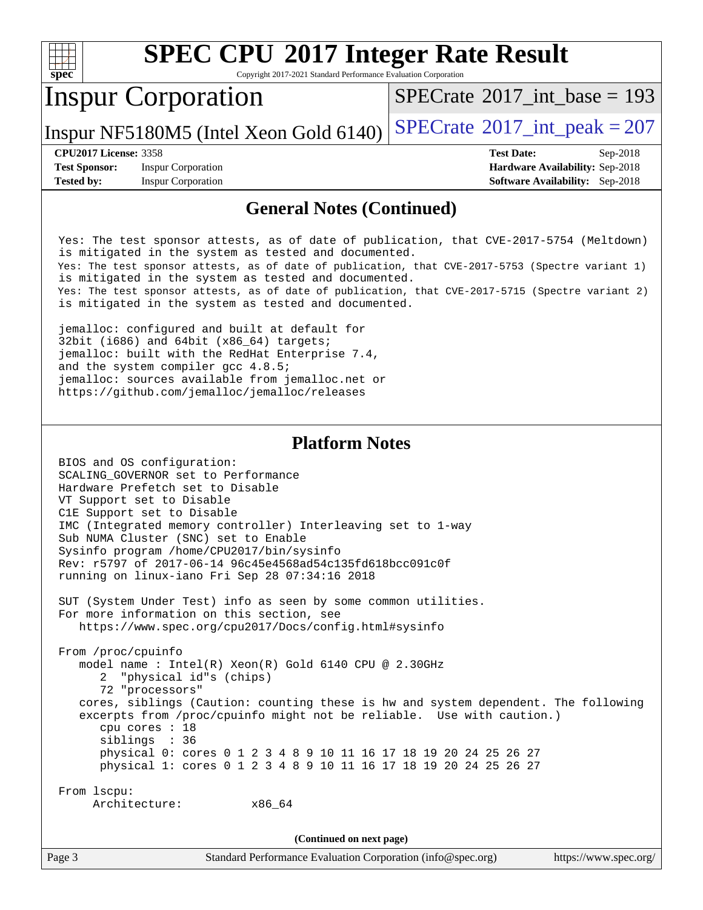## General Notes (Continued)

```
Yes: The test sponsor attests, as of date of publication, that CVE-2017-5754 (Meltdown)
is mitigated in the system as tested and documented.
Yes: The test sponsor attests, as of date of publication, that CVE-2017-5753 (Spectre variant 1)
is mitigated in the system as tested and documented.
Yes: The test sponsor attests, as of date of publication, that CVE-2017-5715 (Spectre variant 2)
is mitigated in the system as tested and documented.

jemalloc: configured and built at default for
32bit (i686) and 64bit (x86_64) targets;
jemalloc: built with the RedHat Enterprise 7.4,
and the system compiler gcc 4.8.5;
jemalloc: sources available from jemalloc.net or
https://github.com/jemalloc/jemalloc/releases
```

## Platform Notes

```
BIOS and OS configuration:
SCALING_GOVERNOR set to Performance
Hardware Prefetch set to Disable
VT Support set to Disable
C1E Support set to Disable
IMC (Integrated memory controller) Interleaving set to 1-way
Sub NUMA Cluster (SNC) set to Enable
Sysinfo program /home/CPU2017/bin/sysinfo
Rev: r5797 of 2017-06-14 96c45e4568ad54c135fd618bcc091c0f
running on linux-iano Fri Sep 28 07:34:16 2018

SUT (System Under Test) info as seen by some common utilities.
For more information on this section, see
   https://www.spec.org/cpu2017/Docs/config.html#sysinfo

From /proc/cpuinfo
   model name : Intel(R) Xeon(R) Gold 6140 CPU @ 2.30GHz
      2  "physical id"s (chips)
      72 "processors"
   cores, siblings (Caution: counting these is hw and system dependent. The following
   excerpts from /proc/cpuinfo might not be reliable.  Use with caution.)
      cpu cores : 18
      siblings  : 36
      physical 0: cores 0 1 2 3 4 8 9 10 11 16 17 18 19 20 24 25 26 27
      physical 1: cores 0 1 2 3 4 8 9 10 11 16 17 18 19 20 24 25 26 27

From lscpu:
     Architecture:          x86_64
```

(Continued on next page)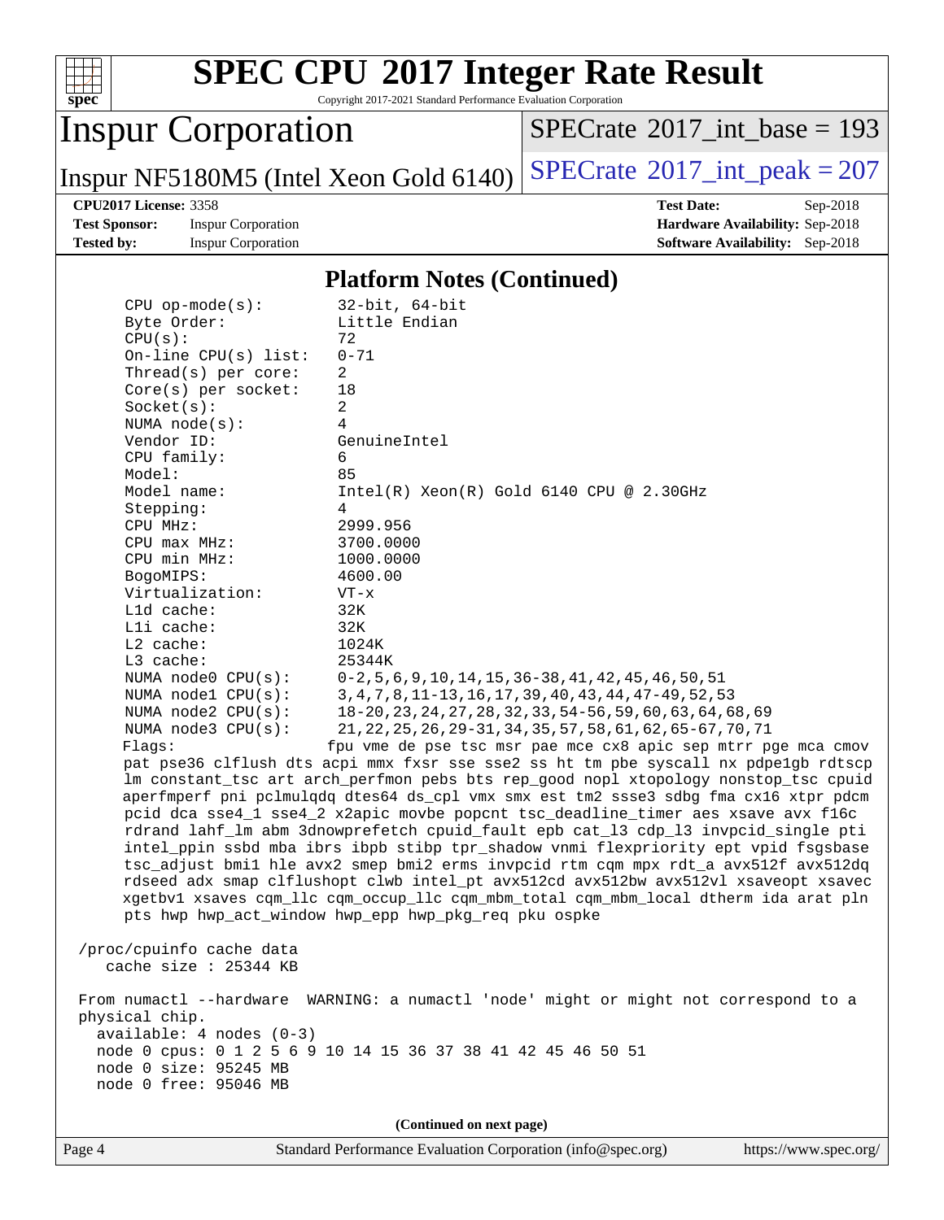# SPEC CPU 2017 Integer Rate Result

Copyright 2017-2021 Standard Performance Evaluation Corporation

## Inspur Corporation

Inspur NF5180M5 (Intel Xeon Gold 6140)

SPECrate 2017_int_base = 193

SPECrate 2017_int_peak = 207

**CPU2017 License:** 3358
**Test Sponsor:** Inspur Corporation
**Tested by:** Inspur Corporation

**Test Date:** Sep-2018
**Hardware Availability:** Sep-2018
**Software Availability:** Sep-2018

### Platform Notes (Continued)

```
     CPU op-mode(s):        32-bit, 64-bit
     Byte Order:            Little Endian
     CPU(s):                72
     On-line CPU(s) list:   0-71
     Thread(s) per core:    2
     Core(s) per socket:    18
     Socket(s):             2
     NUMA node(s):          4
     Vendor ID:             GenuineIntel
     CPU family:            6
     Model:                 85
     Model name:            Intel(R) Xeon(R) Gold 6140 CPU @ 2.30GHz
     Stepping:              4
     CPU MHz:               2999.956
     CPU max MHz:           3700.0000
     CPU min MHz:           1000.0000
     BogoMIPS:              4600.00
     Virtualization:        VT-x
     L1d cache:             32K
     L1i cache:             32K
     L2 cache:              1024K
     L3 cache:              25344K
     NUMA node0 CPU(s):     0-2,5,6,9,10,14,15,36-38,41,42,45,46,50,51
     NUMA node1 CPU(s):     3,4,7,8,11-13,16,17,39,40,43,44,47-49,52,53
     NUMA node2 CPU(s):     18-20,23,24,27,28,32,33,54-56,59,60,63,64,68,69
     NUMA node3 CPU(s):     21,22,25,26,29-31,34,35,57,58,61,62,65-67,70,71
     Flags:                 fpu vme de pse tsc msr pae mce cx8 apic sep mtrr pge mca cmov
     pat pse36 clflush dts acpi mmx fxsr sse sse2 ss ht tm pbe syscall nx pdpe1gb rdtscp
     lm constant_tsc art arch_perfmon pebs bts rep_good nopl xtopology nonstop_tsc cpuid
     aperfmperf pni pclmulqdq dtes64 ds_cpl vmx smx est tm2 ssse3 sdbg fma cx16 xtpr pdcm
     pcid dca sse4_1 sse4_2 x2apic movbe popcnt tsc_deadline_timer aes xsave avx f16c
     rdrand lahf_lm abm 3dnowprefetch cpuid_fault epb cat_l3 cdp_l3 invpcid_single pti
     intel_ppin ssbd mba ibrs ibpb stibp tpr_shadow vnmi flexpriority ept vpid fsgsbase
     tsc_adjust bmi1 hle avx2 smep bmi2 erms invpcid rtm cqm mpx rdt_a avx512f avx512dq
     rdseed adx smap clflushopt clwb intel_pt avx512cd avx512bw avx512vl xsaveopt xsavec
     xgetbv1 xsaves cqm_llc cqm_occup_llc cqm_mbm_total cqm_mbm_local dtherm ida arat pln
     pts hwp hwp_act_window hwp_epp hwp_pkg_req pku ospke

 /proc/cpuinfo cache data
    cache size : 25344 KB

 From numactl --hardware  WARNING: a numactl 'node' might or might not correspond to a
 physical chip.
   available: 4 nodes (0-3)
   node 0 cpus: 0 1 2 5 6 9 10 14 15 36 37 38 41 42 45 46 50 51
   node 0 size: 95245 MB
   node 0 free: 95046 MB
```

(Continued on next page)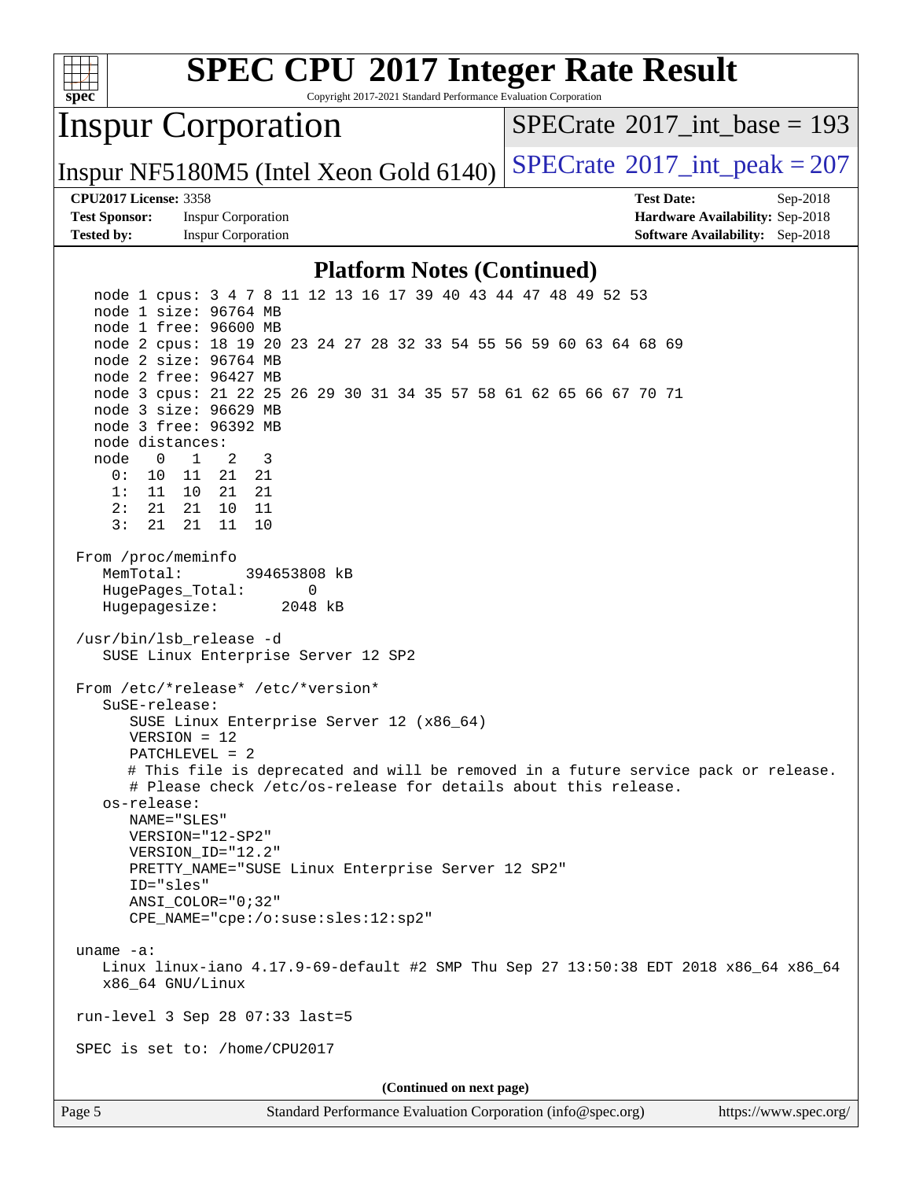# SPEC CPU 2017 Integer Rate Result

Copyright 2017-2021 Standard Performance Evaluation Corporation

**Inspur Corporation**

**Inspur NF5180M5 (Intel Xeon Gold 6140)**

SPECrate 2017_int_base = 193

SPECrate 2017_int_peak = 207

**CPU2017 License:** 3358
**Test Sponsor:** Inspur Corporation
**Tested by:** Inspur Corporation

**Test Date:** Sep-2018
**Hardware Availability:** Sep-2018
**Software Availability:** Sep-2018

## Platform Notes (Continued)

```
    node 1 cpus: 3 4 7 8 11 12 13 16 17 39 40 43 44 47 48 49 52 53
    node 1 size: 96764 MB
    node 1 free: 96600 MB
    node 2 cpus: 18 19 20 23 24 27 28 32 33 54 55 56 59 60 63 64 68 69
    node 2 size: 96764 MB
    node 2 free: 96427 MB
    node 3 cpus: 21 22 25 26 29 30 31 34 35 57 58 61 62 65 66 67 70 71
    node 3 size: 96629 MB
    node 3 free: 96392 MB
    node distances:
    node   0   1   2   3
      0:  10  11  21  21
      1:  11  10  21  21
      2:  21  21  10  11
      3:  21  21  11  10

 From /proc/meminfo
    MemTotal:       394653808 kB
    HugePages_Total:       0
    Hugepagesize:       2048 kB

 /usr/bin/lsb_release -d
    SUSE Linux Enterprise Server 12 SP2

 From /etc/*release* /etc/*version*
    SuSE-release:
       SUSE Linux Enterprise Server 12 (x86_64)
       VERSION = 12
       PATCHLEVEL = 2
       # This file is deprecated and will be removed in a future service pack or release.
       # Please check /etc/os-release for details about this release.
    os-release:
       NAME="SLES"
       VERSION="12-SP2"
       VERSION_ID="12.2"
       PRETTY_NAME="SUSE Linux Enterprise Server 12 SP2"
       ID="sles"
       ANSI_COLOR="0;32"
       CPE_NAME="cpe:/o:suse:sles:12:sp2"

 uname -a:
    Linux linux-iano 4.17.9-69-default #2 SMP Thu Sep 27 13:50:38 EDT 2018 x86_64 x86_64
    x86_64 GNU/Linux

 run-level 3 Sep 28 07:33 last=5

 SPEC is set to: /home/CPU2017
```

(Continued on next page)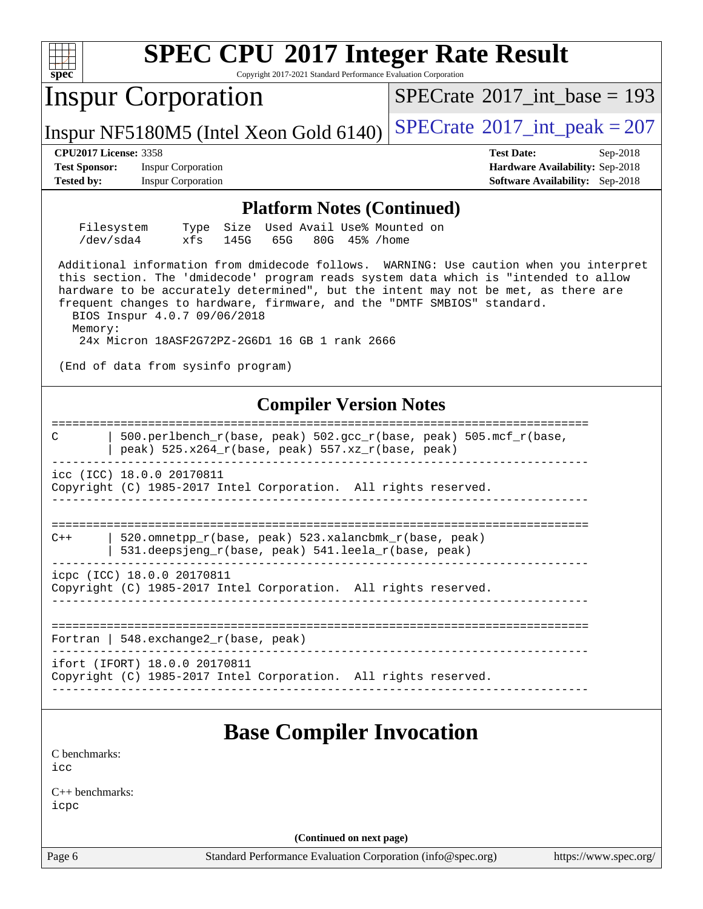# SPEC CPU 2017 Integer Rate Result

Copyright 2017-2021 Standard Performance Evaluation Corporation

## Inspur Corporation

Inspur NF5180M5 (Intel Xeon Gold 6140)

SPECrate 2017_int_base = 193

SPECrate 2017_int_peak = 207

**CPU2017 License:** 3358
**Test Sponsor:** Inspur Corporation
**Tested by:** Inspur Corporation

**Test Date:** Sep-2018
**Hardware Availability:** Sep-2018
**Software Availability:** Sep-2018

## Platform Notes (Continued)

```
    Filesystem     Type  Size  Used Avail Use% Mounted on
    /dev/sda4      xfs   145G   65G   80G  45% /home

 Additional information from dmidecode follows.  WARNING: Use caution when you interpret
 this section. The 'dmidecode' program reads system data which is "intended to allow
 hardware to be accurately determined", but the intent may not be met, as there are
 frequent changes to hardware, firmware, and the "DMTF SMBIOS" standard.
   BIOS Inspur 4.0.7 09/06/2018
   Memory:
    24x Micron 18ASF2G72PZ-2G6D1 16 GB 1 rank 2666

 (End of data from sysinfo program)
```

## Compiler Version Notes

```
==============================================================================
C       | 500.perlbench_r(base, peak) 502.gcc_r(base, peak) 505.mcf_r(base,
        | peak) 525.x264_r(base, peak) 557.xz_r(base, peak)
------------------------------------------------------------------------------
icc (ICC) 18.0.0 20170811
Copyright (C) 1985-2017 Intel Corporation.  All rights reserved.
------------------------------------------------------------------------------

==============================================================================
C++     | 520.omnetpp_r(base, peak) 523.xalancbmk_r(base, peak)
        | 531.deepsjeng_r(base, peak) 541.leela_r(base, peak)
------------------------------------------------------------------------------
icpc (ICC) 18.0.0 20170811
Copyright (C) 1985-2017 Intel Corporation.  All rights reserved.
------------------------------------------------------------------------------

==============================================================================
Fortran | 548.exchange2_r(base, peak)
------------------------------------------------------------------------------
ifort (IFORT) 18.0.0 20170811
Copyright (C) 1985-2017 Intel Corporation.  All rights reserved.
------------------------------------------------------------------------------
```

## Base Compiler Invocation

C benchmarks:
icc

C++ benchmarks:
icpc

**(Continued on next page)**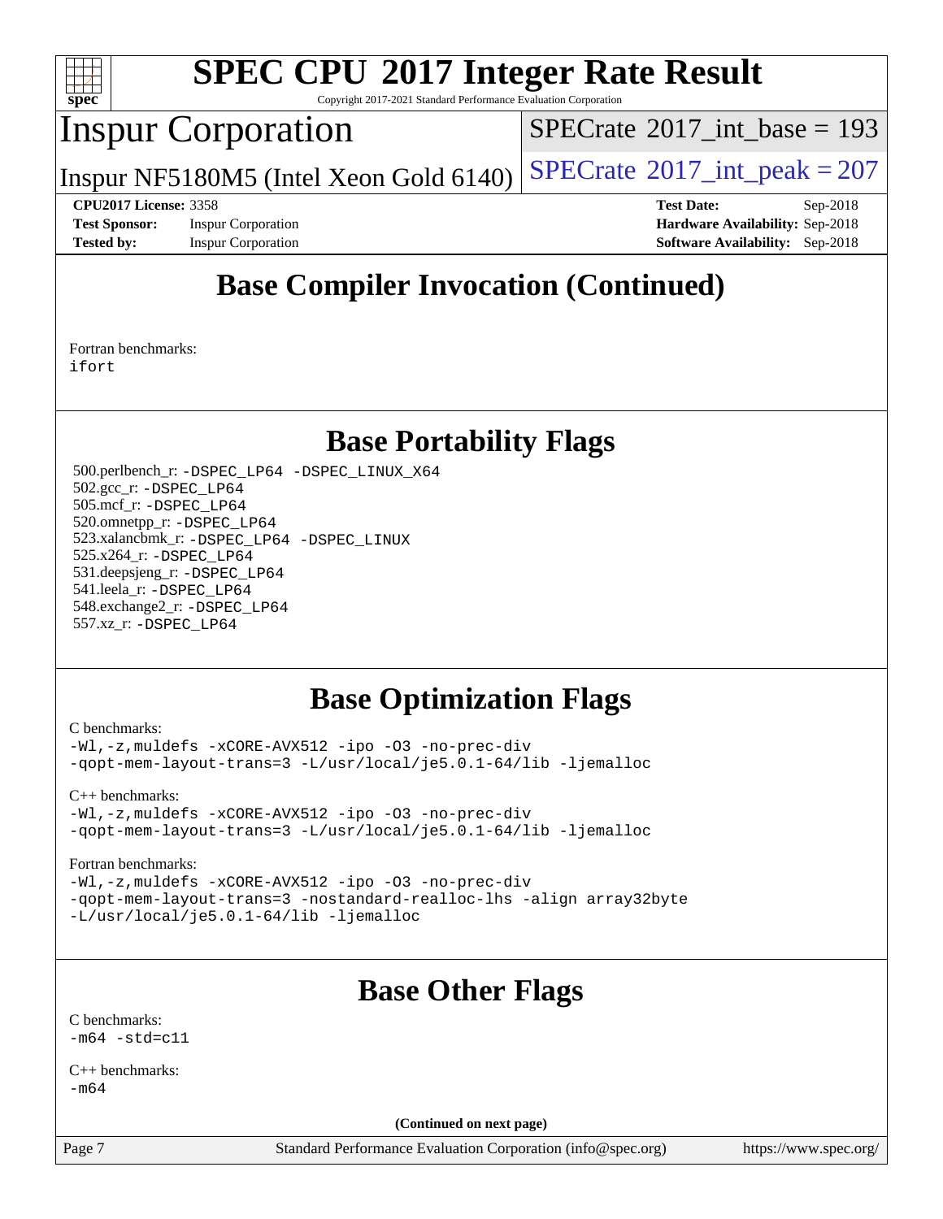## Base Compiler Invocation (Continued)

Fortran benchmarks:
ifort

## Base Portability Flags

500.perlbench_r: -DSPEC_LP64 -DSPEC_LINUX_X64
502.gcc_r: -DSPEC_LP64
505.mcf_r: -DSPEC_LP64
520.omnetpp_r: -DSPEC_LP64
523.xalancbmk_r: -DSPEC_LP64 -DSPEC_LINUX
525.x264_r: -DSPEC_LP64
531.deepsjeng_r: -DSPEC_LP64
541.leela_r: -DSPEC_LP64
548.exchange2_r: -DSPEC_LP64
557.xz_r: -DSPEC_LP64

## Base Optimization Flags

C benchmarks:
-Wl,-z,muldefs -xCORE-AVX512 -ipo -O3 -no-prec-div
-qopt-mem-layout-trans=3 -L/usr/local/je5.0.1-64/lib -ljemalloc

C++ benchmarks:
-Wl,-z,muldefs -xCORE-AVX512 -ipo -O3 -no-prec-div
-qopt-mem-layout-trans=3 -L/usr/local/je5.0.1-64/lib -ljemalloc

Fortran benchmarks:
-Wl,-z,muldefs -xCORE-AVX512 -ipo -O3 -no-prec-div
-qopt-mem-layout-trans=3 -nostandard-realloc-lhs -align array32byte
-L/usr/local/je5.0.1-64/lib -ljemalloc

## Base Other Flags

C benchmarks:
-m64 -std=c11

C++ benchmarks:
-m64

**(Continued on next page)**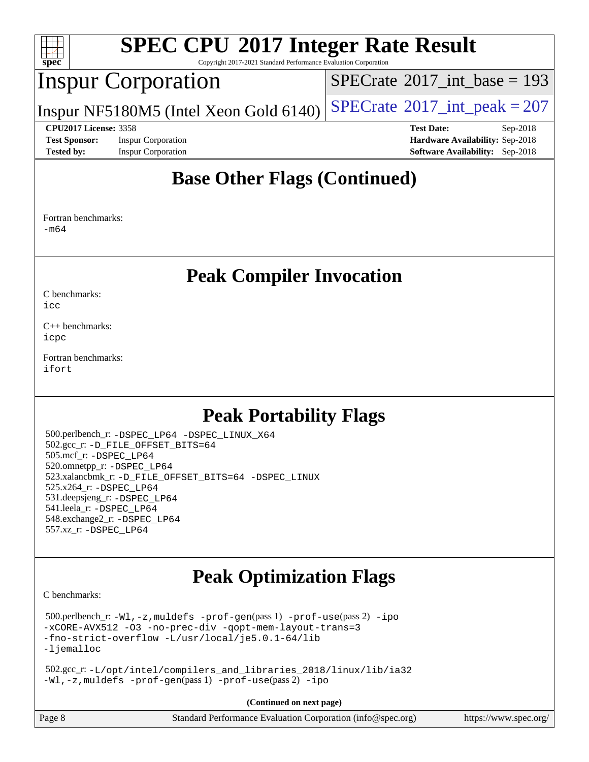## Base Other Flags (Continued)

Fortran benchmarks:
-m64

## Peak Compiler Invocation

C benchmarks:
icc

C++ benchmarks:
icpc

Fortran benchmarks:
ifort

## Peak Portability Flags

500.perlbench_r: -DSPEC_LP64 -DSPEC_LINUX_X64
502.gcc_r: -D_FILE_OFFSET_BITS=64
505.mcf_r: -DSPEC_LP64
520.omnetpp_r: -DSPEC_LP64
523.xalancbmk_r: -D_FILE_OFFSET_BITS=64 -DSPEC_LINUX
525.x264_r: -DSPEC_LP64
531.deepsjeng_r: -DSPEC_LP64
541.leela_r: -DSPEC_LP64
548.exchange2_r: -DSPEC_LP64
557.xz_r: -DSPEC_LP64

## Peak Optimization Flags

C benchmarks:

500.perlbench_r: -Wl,-z,muldefs -prof-gen(pass 1) -prof-use(pass 2) -ipo -xCORE-AVX512 -O3 -no-prec-div -qopt-mem-layout-trans=3 -fno-strict-overflow -L/usr/local/je5.0.1-64/lib -ljemalloc

502.gcc_r: -L/opt/intel/compilers_and_libraries_2018/linux/lib/ia32 -Wl,-z,muldefs -prof-gen(pass 1) -prof-use(pass 2) -ipo

**(Continued on next page)**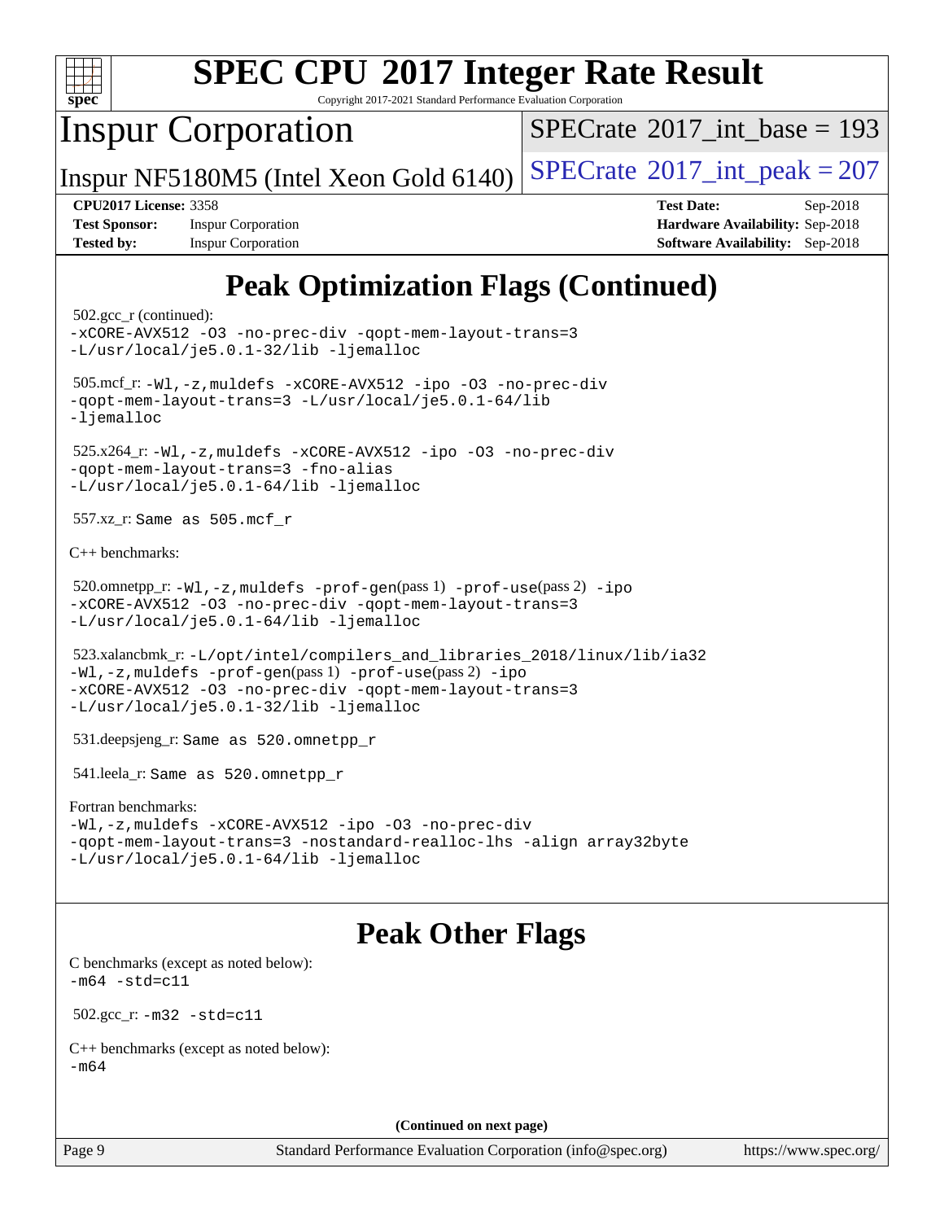# Peak Optimization Flags (Continued)

502.gcc_r (continued):
-xCORE-AVX512 -O3 -no-prec-div -qopt-mem-layout-trans=3
-L/usr/local/je5.0.1-32/lib -ljemalloc

505.mcf_r: -Wl,-z,muldefs -xCORE-AVX512 -ipo -O3 -no-prec-div
-qopt-mem-layout-trans=3 -L/usr/local/je5.0.1-64/lib
-ljemalloc

525.x264_r: -Wl,-z,muldefs -xCORE-AVX512 -ipo -O3 -no-prec-div
-qopt-mem-layout-trans=3 -fno-alias
-L/usr/local/je5.0.1-64/lib -ljemalloc

557.xz_r: Same as 505.mcf_r

C++ benchmarks:

520.omnetpp_r: -Wl,-z,muldefs -prof-gen(pass 1) -prof-use(pass 2) -ipo
-xCORE-AVX512 -O3 -no-prec-div -qopt-mem-layout-trans=3
-L/usr/local/je5.0.1-64/lib -ljemalloc

523.xalancbmk_r: -L/opt/intel/compilers_and_libraries_2018/linux/lib/ia32
-Wl,-z,muldefs -prof-gen(pass 1) -prof-use(pass 2) -ipo
-xCORE-AVX512 -O3 -no-prec-div -qopt-mem-layout-trans=3
-L/usr/local/je5.0.1-32/lib -ljemalloc

531.deepsjeng_r: Same as 520.omnetpp_r

541.leela_r: Same as 520.omnetpp_r

Fortran benchmarks:
-Wl,-z,muldefs -xCORE-AVX512 -ipo -O3 -no-prec-div
-qopt-mem-layout-trans=3 -nostandard-realloc-lhs -align array32byte
-L/usr/local/je5.0.1-64/lib -ljemalloc

# Peak Other Flags

C benchmarks (except as noted below):
-m64 -std=c11

502.gcc_r: -m32 -std=c11

C++ benchmarks (except as noted below):
-m64

**(Continued on next page)**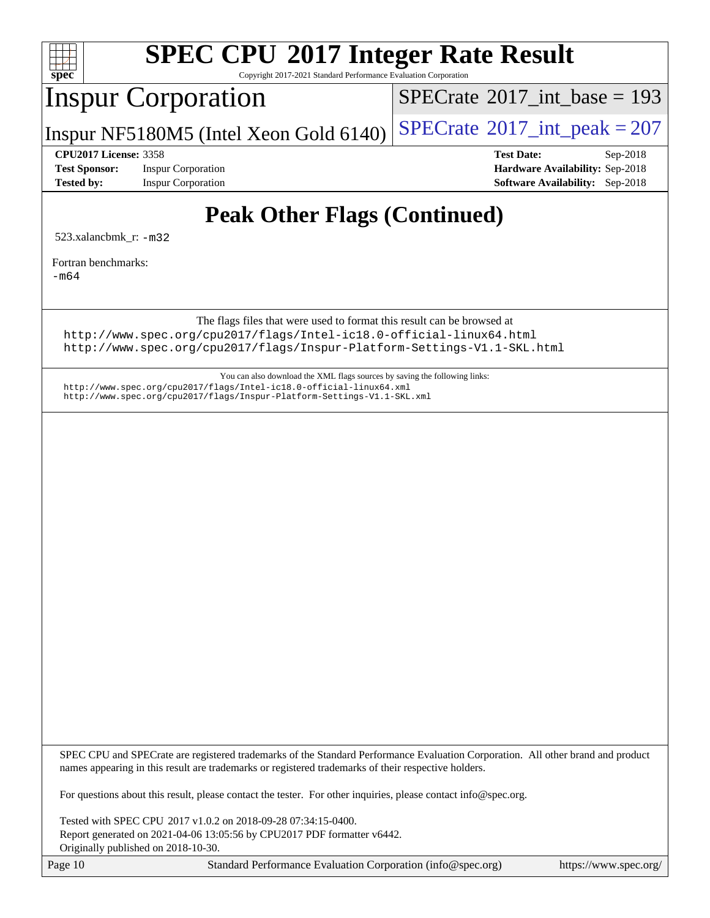# Peak Other Flags (Continued)

523.xalancbmk_r: `-m32`

Fortran benchmarks:
`-m64`

The flags files that were used to format this result can be browsed at
http://www.spec.org/cpu2017/flags/Intel-ic18.0-official-linux64.html
http://www.spec.org/cpu2017/flags/Inspur-Platform-Settings-V1.1-SKL.html

You can also download the XML flags sources by saving the following links:
http://www.spec.org/cpu2017/flags/Intel-ic18.0-official-linux64.xml
http://www.spec.org/cpu2017/flags/Inspur-Platform-Settings-V1.1-SKL.xml

SPEC CPU and SPECrate are registered trademarks of the Standard Performance Evaluation Corporation. All other brand and product names appearing in this result are trademarks or registered trademarks of their respective holders.

For questions about this result, please contact the tester. For other inquiries, please contact info@spec.org.

Tested with SPEC CPU 2017 v1.0.2 on 2018-09-28 07:34:15-0400.
Report generated on 2021-04-06 13:05:56 by CPU2017 PDF formatter v6442.
Originally published on 2018-10-30.